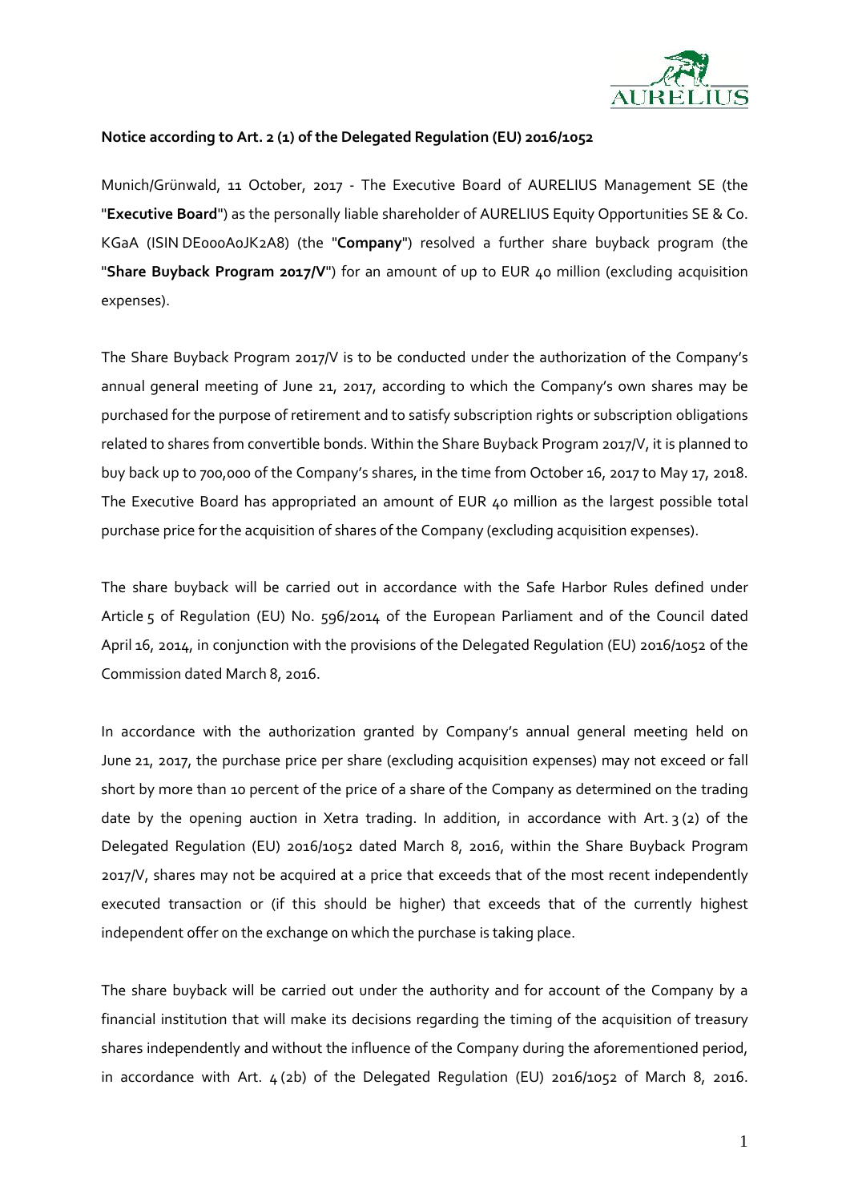**Notice according to Art. 2 (1) of the Delegated Regulation (EU) 2016/1052**

Munich/Grünwald, 11 October, 2017 - The Executive Board of AURELIUS Management SE (the "**Executive Board**") as the personally liable shareholder of AURELIUS Equity Opportunities SE & Co. KGaA (ISIN DE000A0JK2A8) (the "**Company**") resolved a further share buyback program (the "**Share Buyback Program 2017/V**") for an amount of up to EUR 40 million (excluding acquisition expenses).

The Share Buyback Program 2017/V is to be conducted under the authorization of the Company's annual general meeting of June 21, 2017, according to which the Company's own shares may be purchased for the purpose of retirement and to satisfy subscription rights or subscription obligations related to shares from convertible bonds. Within the Share Buyback Program 2017/V, it is planned to buy back up to 700,000 of the Company's shares, in the time from October 16, 2017 to May 17, 2018. The Executive Board has appropriated an amount of EUR 40 million as the largest possible total purchase price for the acquisition of shares of the Company (excluding acquisition expenses).

The share buyback will be carried out in accordance with the Safe Harbor Rules defined under Article 5 of Regulation (EU) No. 596/2014 of the European Parliament and of the Council dated April 16, 2014, in conjunction with the provisions of the Delegated Regulation (EU) 2016/1052 of the Commission dated March 8, 2016.

In accordance with the authorization granted by Company's annual general meeting held on June 21, 2017, the purchase price per share (excluding acquisition expenses) may not exceed or fall short by more than 10 percent of the price of a share of the Company as determined on the trading date by the opening auction in Xetra trading. In addition, in accordance with Art. 3 (2) of the Delegated Regulation (EU) 2016/1052 dated March 8, 2016, within the Share Buyback Program 2017/V, shares may not be acquired at a price that exceeds that of the most recent independently executed transaction or (if this should be higher) that exceeds that of the currently highest independent offer on the exchange on which the purchase is taking place.

The share buyback will be carried out under the authority and for account of the Company by a financial institution that will make its decisions regarding the timing of the acquisition of treasury shares independently and without the influence of the Company during the aforementioned period, in accordance with Art. 4 (2b) of the Delegated Regulation (EU) 2016/1052 of March 8, 2016.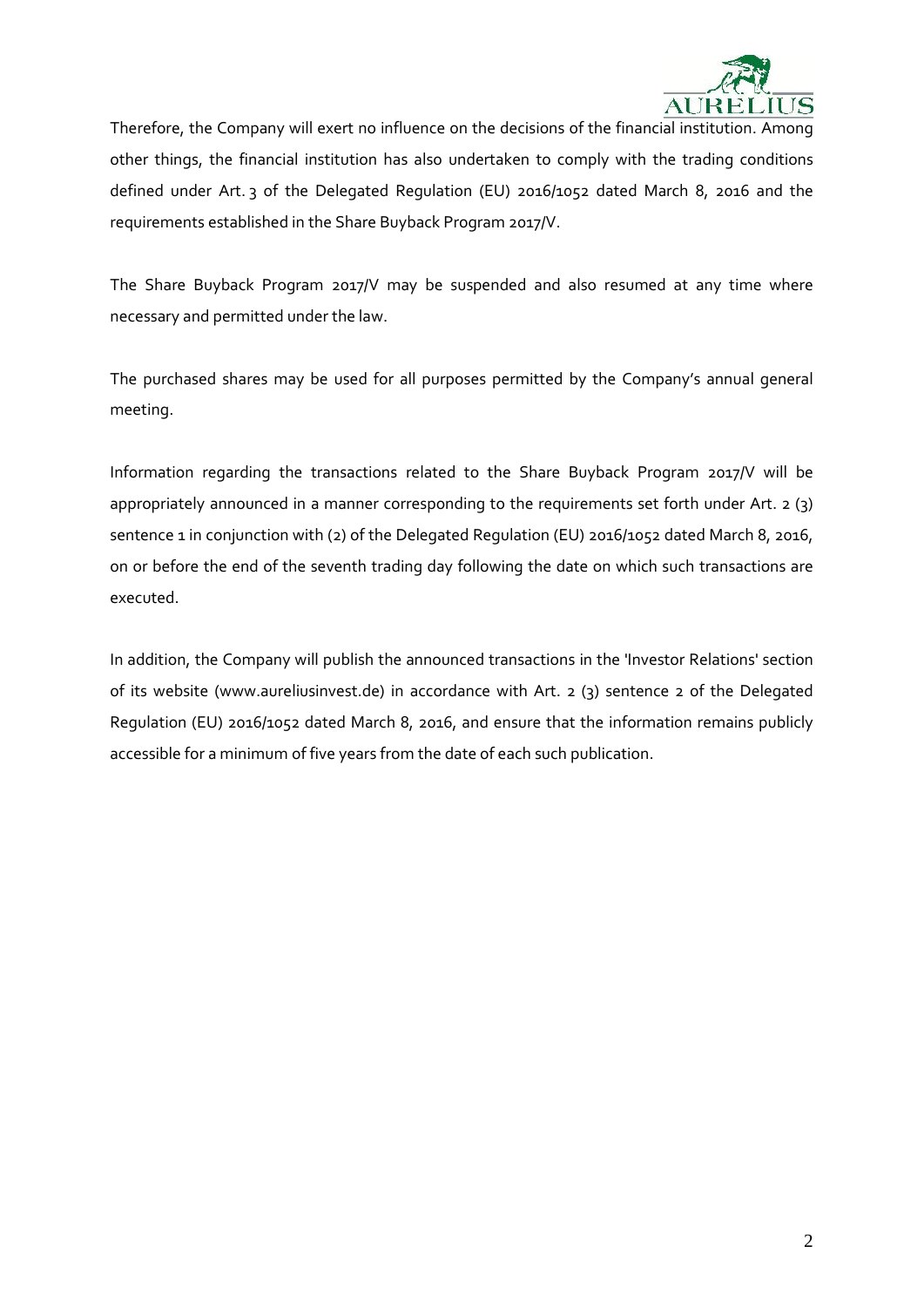Therefore, the Company will exert no influence on the decisions of the financial institution. Among other things, the financial institution has also undertaken to comply with the trading conditions defined under Art. 3 of the Delegated Regulation (EU) 2016/1052 dated March 8, 2016 and the requirements established in the Share Buyback Program 2017/V.

The Share Buyback Program 2017/V may be suspended and also resumed at any time where necessary and permitted under the law.

The purchased shares may be used for all purposes permitted by the Company's annual general meeting.

Information regarding the transactions related to the Share Buyback Program 2017/V will be appropriately announced in a manner corresponding to the requirements set forth under Art. 2 (3) sentence 1 in conjunction with (2) of the Delegated Regulation (EU) 2016/1052 dated March 8, 2016, on or before the end of the seventh trading day following the date on which such transactions are executed.

In addition, the Company will publish the announced transactions in the 'Investor Relations' section of its website (www.aureliusinvest.de) in accordance with Art. 2 (3) sentence 2 of the Delegated Regulation (EU) 2016/1052 dated March 8, 2016, and ensure that the information remains publicly accessible for a minimum of five years from the date of each such publication.